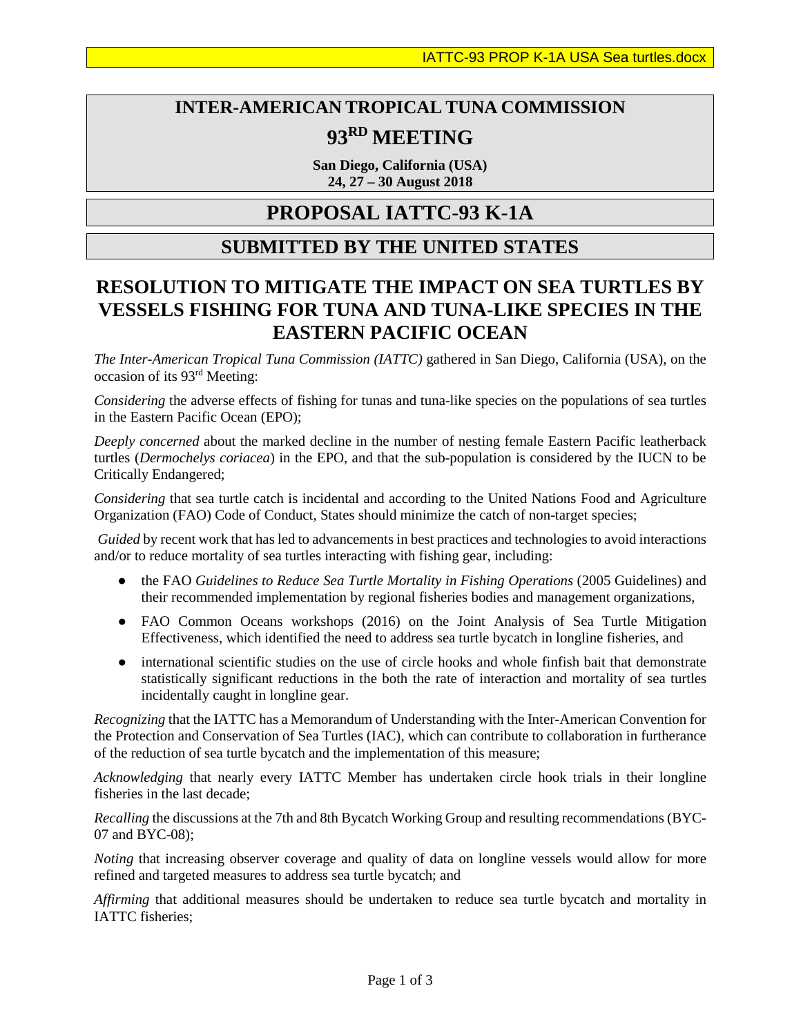# INTER-AMERICAN TROPICAL TUNA COMMISSION

# 93RD MEETING

**San Diego, California (USA)**
**24, 27 – 30 August 2018**

# PROPOSAL IATTC-93 K-1A

## SUBMITTED BY THE UNITED STATES

## RESOLUTION TO MITIGATE THE IMPACT ON SEA TURTLES BY VESSELS FISHING FOR TUNA AND TUNA-LIKE SPECIES IN THE EASTERN PACIFIC OCEAN

*The Inter-American Tropical Tuna Commission (IATTC)* gathered in San Diego, California (USA), on the occasion of its 93rd Meeting:

*Considering* the adverse effects of fishing for tunas and tuna-like species on the populations of sea turtles in the Eastern Pacific Ocean (EPO);

*Deeply concerned* about the marked decline in the number of nesting female Eastern Pacific leatherback turtles (*Dermochelys coriacea*) in the EPO, and that the sub-population is considered by the IUCN to be Critically Endangered;

*Considering* that sea turtle catch is incidental and according to the United Nations Food and Agriculture Organization (FAO) Code of Conduct, States should minimize the catch of non-target species;

*Guided* by recent work that has led to advancements in best practices and technologies to avoid interactions and/or to reduce mortality of sea turtles interacting with fishing gear, including:

- the FAO *Guidelines to Reduce Sea Turtle Mortality in Fishing Operations* (2005 Guidelines) and their recommended implementation by regional fisheries bodies and management organizations,
- FAO Common Oceans workshops (2016) on the Joint Analysis of Sea Turtle Mitigation Effectiveness, which identified the need to address sea turtle bycatch in longline fisheries, and
- international scientific studies on the use of circle hooks and whole finfish bait that demonstrate statistically significant reductions in the both the rate of interaction and mortality of sea turtles incidentally caught in longline gear.

*Recognizing* that the IATTC has a Memorandum of Understanding with the Inter-American Convention for the Protection and Conservation of Sea Turtles (IAC), which can contribute to collaboration in furtherance of the reduction of sea turtle bycatch and the implementation of this measure;

*Acknowledging* that nearly every IATTC Member has undertaken circle hook trials in their longline fisheries in the last decade;

*Recalling* the discussions at the 7th and 8th Bycatch Working Group and resulting recommendations (BYC-07 and BYC-08);

*Noting* that increasing observer coverage and quality of data on longline vessels would allow for more refined and targeted measures to address sea turtle bycatch; and

*Affirming* that additional measures should be undertaken to reduce sea turtle bycatch and mortality in IATTC fisheries;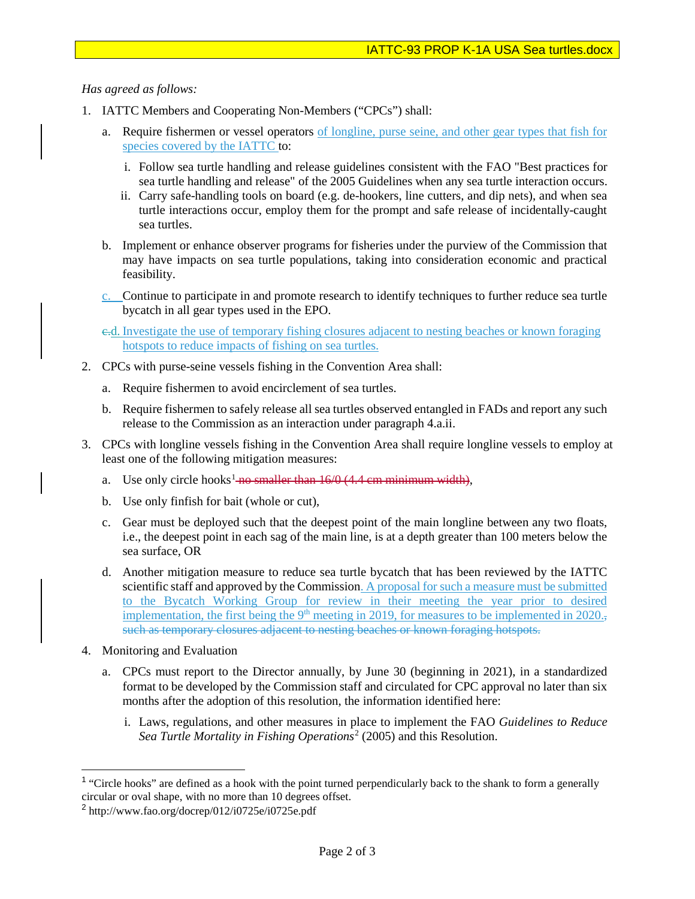*Has agreed as follows:*

1. IATTC Members and Cooperating Non-Members ("CPCs") shall:

   a. Require fishermen or vessel operators of longline, purse seine, and other gear types that fish for species covered by the IATTC to:

      i. Follow sea turtle handling and release guidelines consistent with the FAO "Best practices for sea turtle handling and release" of the 2005 Guidelines when any sea turtle interaction occurs.

      ii. Carry safe-handling tools on board (e.g. de-hookers, line cutters, and dip nets), and when sea turtle interactions occur, employ them for the prompt and safe release of incidentally-caught sea turtles.

   b. Implement or enhance observer programs for fisheries under the purview of the Commission that may have impacts on sea turtle populations, taking into consideration economic and practical feasibility.

   c. Continue to participate in and promote research to identify techniques to further reduce sea turtle bycatch in all gear types used in the EPO.

   ~~c.~~d. Investigate the use of temporary fishing closures adjacent to nesting beaches or known foraging hotspots to reduce impacts of fishing on sea turtles.

2. CPCs with purse-seine vessels fishing in the Convention Area shall:

   a. Require fishermen to avoid encirclement of sea turtles.

   b. Require fishermen to safely release all sea turtles observed entangled in FADs and report any such release to the Commission as an interaction under paragraph 4.a.ii.

3. CPCs with longline vessels fishing in the Convention Area shall require longline vessels to employ at least one of the following mitigation measures:

   a. Use only circle hooks[1] ~~no smaller than 16/0 (4.4 cm minimum width)~~,

   b. Use only finfish for bait (whole or cut),

   c. Gear must be deployed such that the deepest point of the main longline between any two floats, i.e., the deepest point in each sag of the main line, is at a depth greater than 100 meters below the sea surface, OR

   d. Another mitigation measure to reduce sea turtle bycatch that has been reviewed by the IATTC scientific staff and approved by the Commission. A proposal for such a measure must be submitted to the Bycatch Working Group for review in their meeting the year prior to desired implementation, the first being the 9th meeting in 2019, for measures to be implemented in 2020.~~, such as temporary closures adjacent to nesting beaches or known foraging hotspots.~~

4. Monitoring and Evaluation

   a. CPCs must report to the Director annually, by June 30 (beginning in 2021), in a standardized format to be developed by the Commission staff and circulated for CPC approval no later than six months after the adoption of this resolution, the information identified here:

      i. Laws, regulations, and other measures in place to implement the FAO *Guidelines to Reduce Sea Turtle Mortality in Fishing Operations*[2] (2005) and this Resolution.

---

[1] "Circle hooks" are defined as a hook with the point turned perpendicularly back to the shank to form a generally circular or oval shape, with no more than 10 degrees offset.

[2] http://www.fao.org/docrep/012/i0725e/i0725e.pdf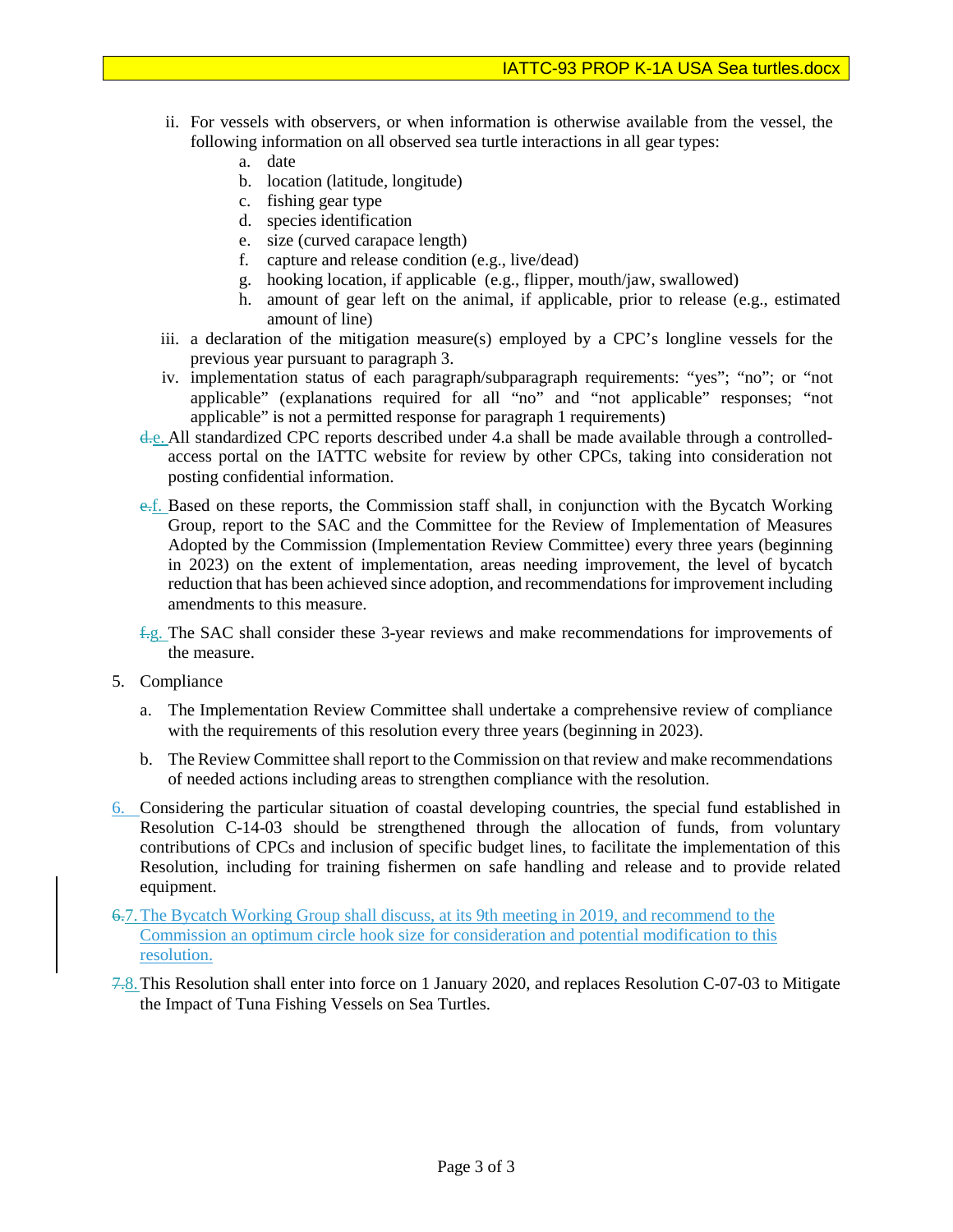ii. For vessels with observers, or when information is otherwise available from the vessel, the following information on all observed sea turtle interactions in all gear types:

   a. date
   b. location (latitude, longitude)
   c. fishing gear type
   d. species identification
   e. size (curved carapace length)
   f. capture and release condition (e.g., live/dead)
   g. hooking location, if applicable (e.g., flipper, mouth/jaw, swallowed)
   h. amount of gear left on the animal, if applicable, prior to release (e.g., estimated amount of line)

iii. a declaration of the mitigation measure(s) employed by a CPC's longline vessels for the previous year pursuant to paragraph 3.

iv. implementation status of each paragraph/subparagraph requirements: "yes"; "no"; or "not applicable" (explanations required for all "no" and "not applicable" responses; "not applicable" is not a permitted response for paragraph 1 requirements)

~~d.~~e. All standardized CPC reports described under 4.a shall be made available through a controlled-access portal on the IATTC website for review by other CPCs, taking into consideration not posting confidential information.

~~e.~~f. Based on these reports, the Commission staff shall, in conjunction with the Bycatch Working Group, report to the SAC and the Committee for the Review of Implementation of Measures Adopted by the Commission (Implementation Review Committee) every three years (beginning in 2023) on the extent of implementation, areas needing improvement, the level of bycatch reduction that has been achieved since adoption, and recommendations for improvement including amendments to this measure.

~~f.~~g. The SAC shall consider these 3-year reviews and make recommendations for improvements of the measure.

5. Compliance

   a. The Implementation Review Committee shall undertake a comprehensive review of compliance with the requirements of this resolution every three years (beginning in 2023).

   b. The Review Committee shall report to the Commission on that review and make recommendations of needed actions including areas to strengthen compliance with the resolution.

6. Considering the particular situation of coastal developing countries, the special fund established in Resolution C-14-03 should be strengthened through the allocation of funds, from voluntary contributions of CPCs and inclusion of specific budget lines, to facilitate the implementation of this Resolution, including for training fishermen on safe handling and release and to provide related equipment.

~~6.~~7. The Bycatch Working Group shall discuss, at its 9th meeting in 2019, and recommend to the Commission an optimum circle hook size for consideration and potential modification to this resolution.

~~7.~~8. This Resolution shall enter into force on 1 January 2020, and replaces Resolution C-07-03 to Mitigate the Impact of Tuna Fishing Vessels on Sea Turtles.